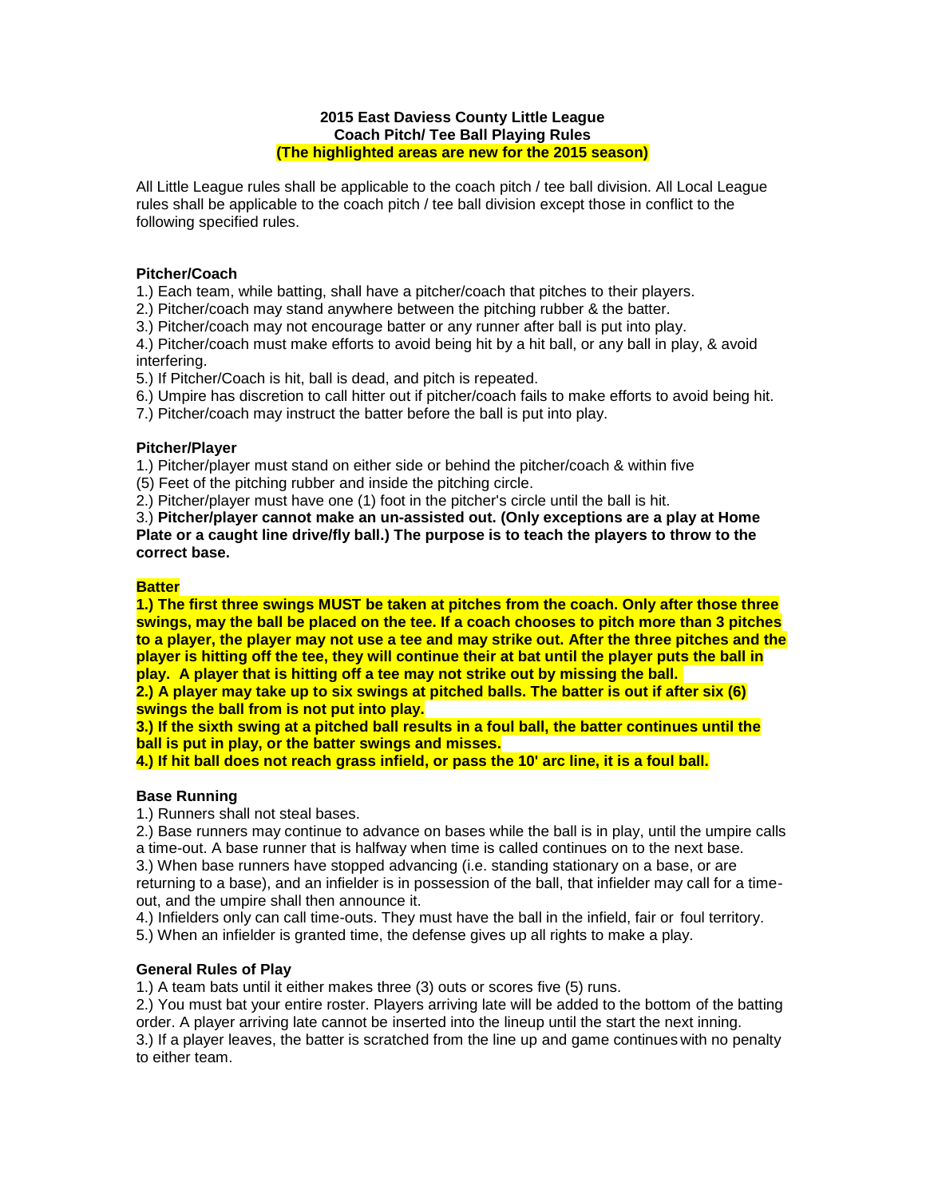**2015 East Daviess County Little League**
**Coach Pitch/ Tee Ball Playing Rules**
**(The highlighted areas are new for the 2015 season)**

All Little League rules shall be applicable to the coach pitch / tee ball division. All Local League rules shall be applicable to the coach pitch / tee ball division except those in conflict to the following specified rules.

## Pitcher/Coach

1.) Each team, while batting, shall have a pitcher/coach that pitches to their players.
2.) Pitcher/coach may stand anywhere between the pitching rubber & the batter.
3.) Pitcher/coach may not encourage batter or any runner after ball is put into play.
4.) Pitcher/coach must make efforts to avoid being hit by a hit ball, or any ball in play, & avoid interfering.
5.) If Pitcher/Coach is hit, ball is dead, and pitch is repeated.
6.) Umpire has discretion to call hitter out if pitcher/coach fails to make efforts to avoid being hit.
7.) Pitcher/coach may instruct the batter before the ball is put into play.

## Pitcher/Player

1.) Pitcher/player must stand on either side or behind the pitcher/coach & within five (5) Feet of the pitching rubber and inside the pitching circle.
2.) Pitcher/player must have one (1) foot in the pitcher's circle until the ball is hit.
3.) **Pitcher/player cannot make an un-assisted out. (Only exceptions are a play at Home Plate or a caught line drive/fly ball.) The purpose is to teach the players to throw to the correct base.**

## Batter

**1.) The first three swings MUST be taken at pitches from the coach. Only after those three swings, may the ball be placed on the tee. If a coach chooses to pitch more than 3 pitches to a player, the player may not use a tee and may strike out. After the three pitches and the player is hitting off the tee, they will continue their at bat until the player puts the ball in play. A player that is hitting off a tee may not strike out by missing the ball.**
**2.) A player may take up to six swings at pitched balls. The batter is out if after six (6) swings the ball from is not put into play.**
**3.) If the sixth swing at a pitched ball results in a foul ball, the batter continues until the ball is put in play, or the batter swings and misses.**
**4.) If hit ball does not reach grass infield, or pass the 10' arc line, it is a foul ball.**

## Base Running

1.) Runners shall not steal bases.
2.) Base runners may continue to advance on bases while the ball is in play, until the umpire calls a time-out. A base runner that is halfway when time is called continues on to the next base.
3.) When base runners have stopped advancing (i.e. standing stationary on a base, or are returning to a base), and an infielder is in possession of the ball, that infielder may call for a time-out, and the umpire shall then announce it.
4.) Infielders only can call time-outs. They must have the ball in the infield, fair or foul territory.
5.) When an infielder is granted time, the defense gives up all rights to make a play.

## General Rules of Play

1.) A team bats until it either makes three (3) outs or scores five (5) runs.
2.) You must bat your entire roster. Players arriving late will be added to the bottom of the batting order. A player arriving late cannot be inserted into the lineup until the start the next inning.
3.) If a player leaves, the batter is scratched from the line up and game continues with no penalty to either team.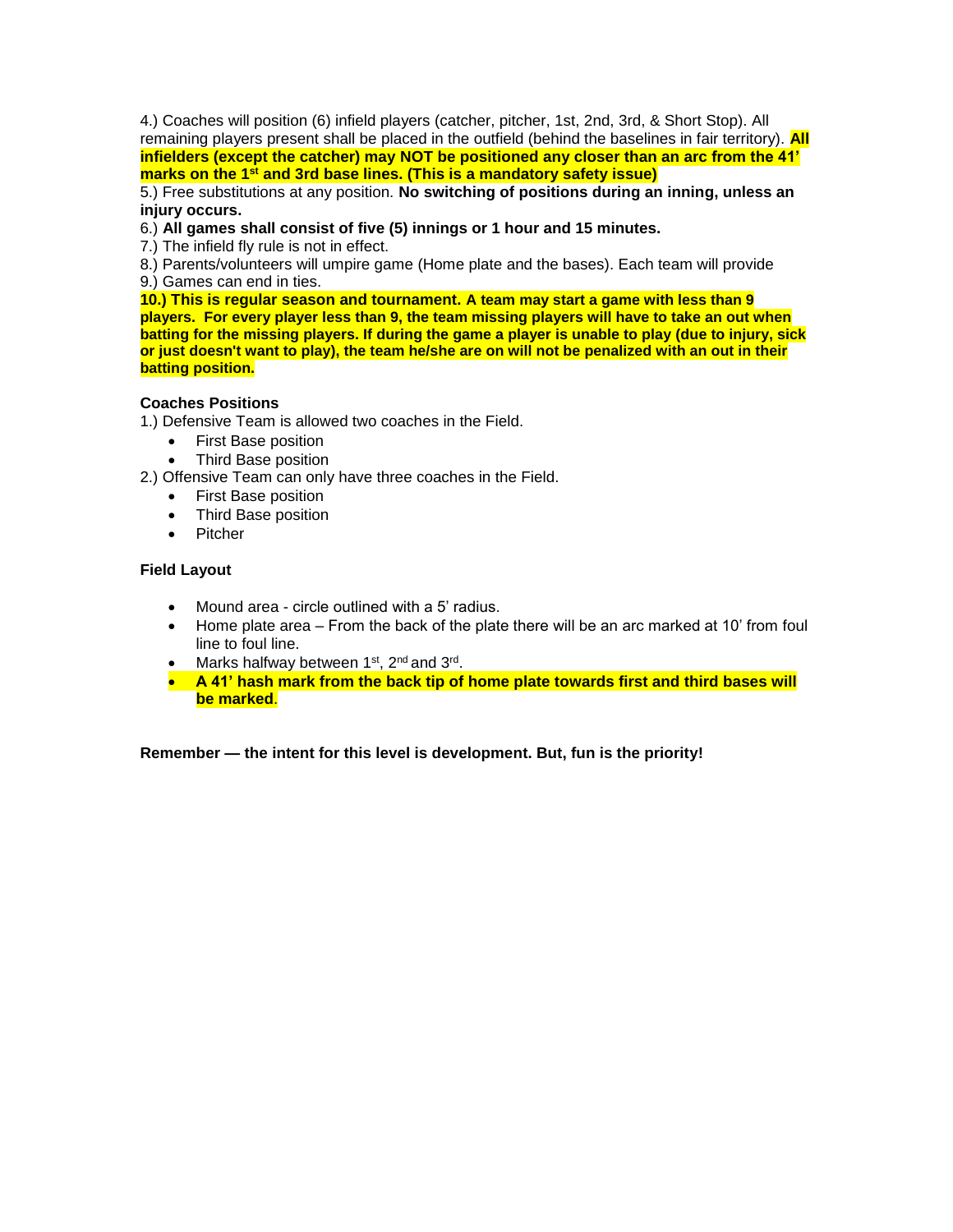4.) Coaches will position (6) infield players (catcher, pitcher, 1st, 2nd, 3rd, & Short Stop). All remaining players present shall be placed in the outfield (behind the baselines in fair territory). **All infielders (except the catcher) may NOT be positioned any closer than an arc from the 41' marks on the 1st and 3rd base lines. (This is a mandatory safety issue)**

5.) Free substitutions at any position. **No switching of positions during an inning, unless an injury occurs.**

6.) **All games shall consist of five (5) innings or 1 hour and 15 minutes.**

7.) The infield fly rule is not in effect.

8.) Parents/volunteers will umpire game (Home plate and the bases). Each team will provide

9.) Games can end in ties.

**10.) This is regular season and tournament. A team may start a game with less than 9 players. For every player less than 9, the team missing players will have to take an out when batting for the missing players. If during the game a player is unable to play (due to injury, sick or just doesn't want to play), the team he/she are on will not be penalized with an out in their batting position.**

**Coaches Positions**

1.) Defensive Team is allowed two coaches in the Field.

- First Base position
- Third Base position

2.) Offensive Team can only have three coaches in the Field.

- First Base position
- Third Base position
- Pitcher

**Field Layout**

- Mound area - circle outlined with a 5' radius.
- Home plate area – From the back of the plate there will be an arc marked at 10' from foul line to foul line.
- Marks halfway between 1st, 2nd and 3rd.
- **A 41' hash mark from the back tip of home plate towards first and third bases will be marked**.

**Remember — the intent for this level is development. But, fun is the priority!**